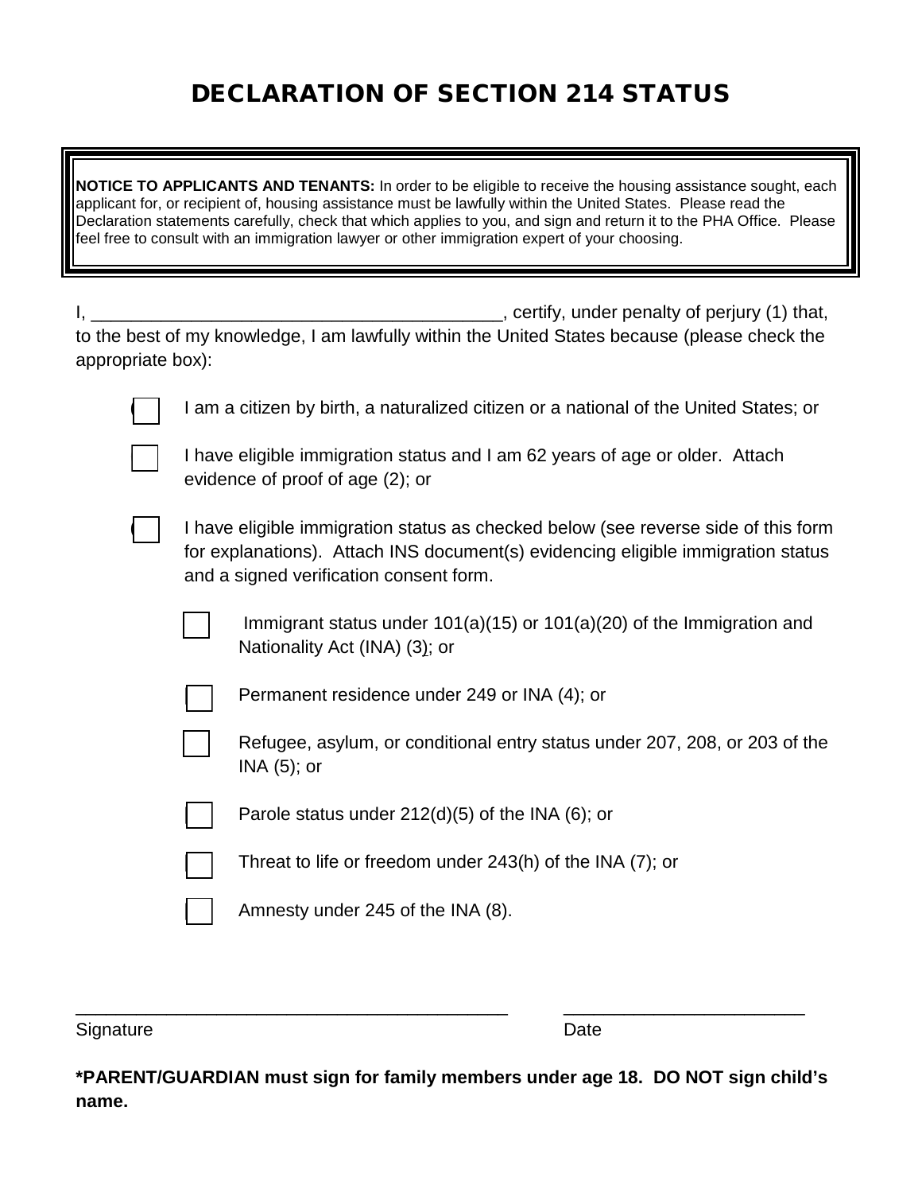# DECLARATION OF SECTION 214 STATUS

> **NOTICE TO APPLICANTS AND TENANTS:** In order to be eligible to receive the housing assistance sought, each applicant for, or recipient of, housing assistance must be lawfully within the United States. Please read the Declaration statements carefully, check that which applies to you, and sign and return it to the PHA Office. Please feel free to consult with an immigration lawyer or other immigration expert of your choosing.

I, ________________________________________, certify, under penalty of perjury (1) that, to the best of my knowledge, I am lawfully within the United States because (please check the appropriate box):

- ☐ I am a citizen by birth, a naturalized citizen or a national of the United States; or
- ☐ I have eligible immigration status and I am 62 years of age or older. Attach evidence of proof of age (2); or
- ☐ I have eligible immigration status as checked below (see reverse side of this form for explanations). Attach INS document(s) evidencing eligible immigration status and a signed verification consent form.
  - ☐ Immigrant status under 101(a)(15) or 101(a)(20) of the Immigration and Nationality Act (INA) (3); or
  - ☐ Permanent residence under 249 or INA (4); or
  - ☐ Refugee, asylum, or conditional entry status under 207, 208, or 203 of the INA (5); or
  - ☐ Parole status under 212(d)(5) of the INA (6); or
  - ☐ Threat to life or freedom under 243(h) of the INA (7); or
  - ☐ Amnesty under 245 of the INA (8).

_____________________________________________ &nbsp;&nbsp;&nbsp;&nbsp; ________________________

Signature &nbsp;&nbsp;&nbsp;&nbsp;&nbsp;&nbsp;&nbsp;&nbsp;&nbsp;&nbsp;&nbsp;&nbsp;&nbsp;&nbsp;&nbsp;&nbsp;&nbsp;&nbsp;&nbsp;&nbsp;&nbsp;&nbsp;&nbsp;&nbsp;&nbsp;&nbsp;&nbsp;&nbsp;&nbsp;&nbsp;&nbsp;&nbsp;&nbsp;&nbsp;&nbsp;&nbsp;&nbsp;&nbsp;&nbsp;&nbsp; Date

***PARENT/GUARDIAN must sign for family members under age 18. DO NOT sign child's name.**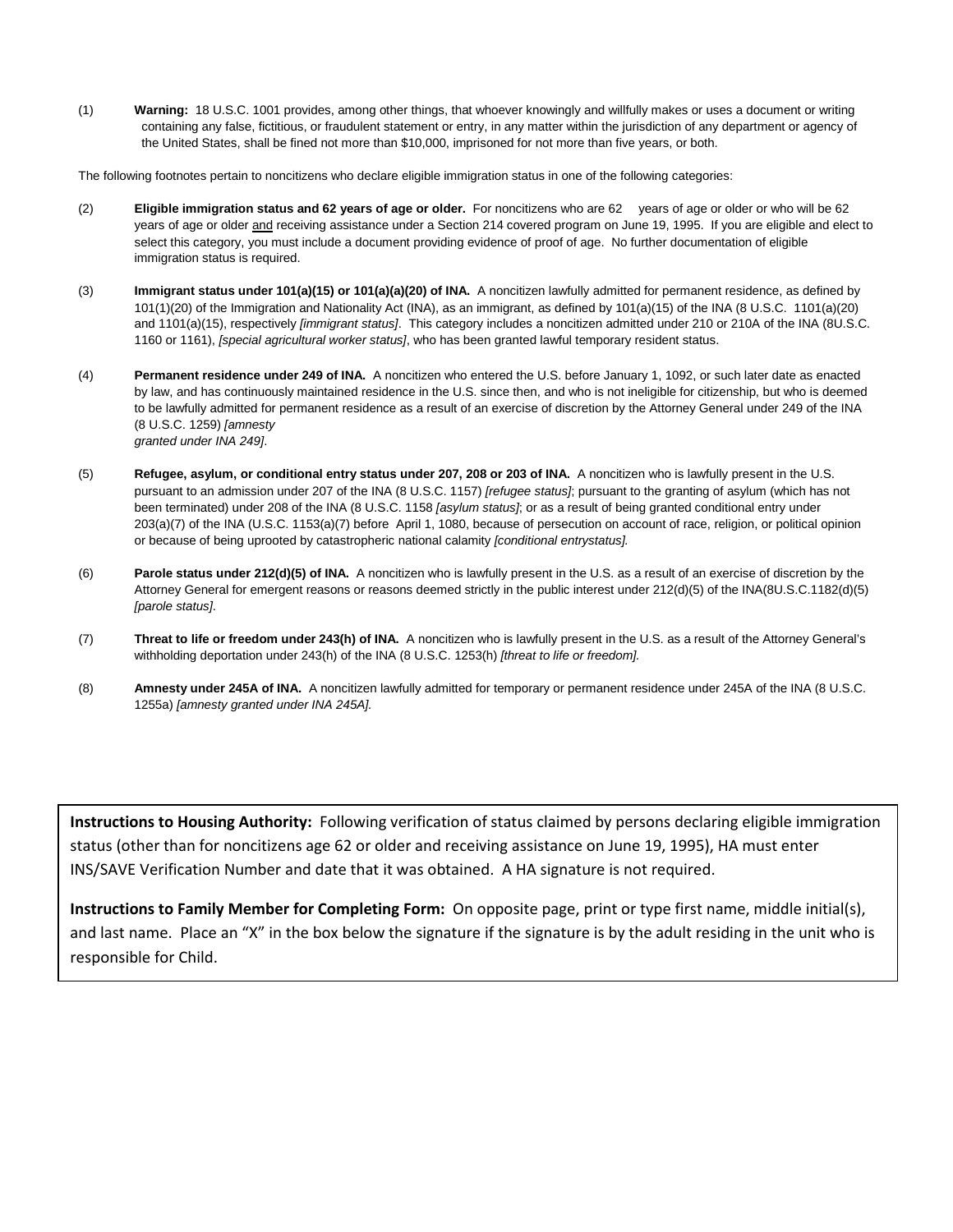(1) **Warning:** 18 U.S.C. 1001 provides, among other things, that whoever knowingly and willfully makes or uses a document or writing containing any false, fictitious, or fraudulent statement or entry, in any matter within the jurisdiction of any department or agency of the United States, shall be fined not more than $10,000, imprisoned for not more than five years, or both.

The following footnotes pertain to noncitizens who declare eligible immigration status in one of the following categories:

(2) **Eligible immigration status and 62 years of age or older.** For noncitizens who are 62 years of age or older or who will be 62 years of age or older and receiving assistance under a Section 214 covered program on June 19, 1995. If you are eligible and elect to select this category, you must include a document providing evidence of proof of age. No further documentation of eligible immigration status is required.

(3) **Immigrant status under 101(a)(15) or 101(a)(a)(20) of INA.** A noncitizen lawfully admitted for permanent residence, as defined by 101(1)(20) of the Immigration and Nationality Act (INA), as an immigrant, as defined by 101(a)(15) of the INA (8 U.S.C. 1101(a)(20) and 1101(a)(15), respectively *[immigrant status]*. This category includes a noncitizen admitted under 210 or 210A of the INA (8U.S.C. 1160 or 1161), *[special agricultural worker status]*, who has been granted lawful temporary resident status.

(4) **Permanent residence under 249 of INA.** A noncitizen who entered the U.S. before January 1, 1092, or such later date as enacted by law, and has continuously maintained residence in the U.S. since then, and who is not ineligible for citizenship, but who is deemed to be lawfully admitted for permanent residence as a result of an exercise of discretion by the Attorney General under 249 of the INA (8 U.S.C. 1259) *[amnesty granted under INA 249]*.

(5) **Refugee, asylum, or conditional entry status under 207, 208 or 203 of INA.** A noncitizen who is lawfully present in the U.S. pursuant to an admission under 207 of the INA (8 U.S.C. 1157) *[refugee status]*; pursuant to the granting of asylum (which has not been terminated) under 208 of the INA (8 U.S.C. 1158 *[asylum status]*; or as a result of being granted conditional entry under 203(a)(7) of the INA (U.S.C. 1153(a)(7) before April 1, 1080, because of persecution on account of race, religion, or political opinion or because of being uprooted by catastropheric national calamity *[conditional entrystatus].*

(6) **Parole status under 212(d)(5) of INA.** A noncitizen who is lawfully present in the U.S. as a result of an exercise of discretion by the Attorney General for emergent reasons or reasons deemed strictly in the public interest under 212(d)(5) of the INA(8U.S.C.1182(d)(5) *[parole status]*.

(7) **Threat to life or freedom under 243(h) of INA.** A noncitizen who is lawfully present in the U.S. as a result of the Attorney General's withholding deportation under 243(h) of the INA (8 U.S.C. 1253(h) *[threat to life or freedom].*

(8) **Amnesty under 245A of INA.** A noncitizen lawfully admitted for temporary or permanent residence under 245A of the INA (8 U.S.C. 1255a) *[amnesty granted under INA 245A].*

**Instructions to Housing Authority:** Following verification of status claimed by persons declaring eligible immigration status (other than for noncitizens age 62 or older and receiving assistance on June 19, 1995), HA must enter INS/SAVE Verification Number and date that it was obtained. A HA signature is not required.

**Instructions to Family Member for Completing Form:** On opposite page, print or type first name, middle initial(s), and last name. Place an "X" in the box below the signature if the signature is by the adult residing in the unit who is responsible for Child.